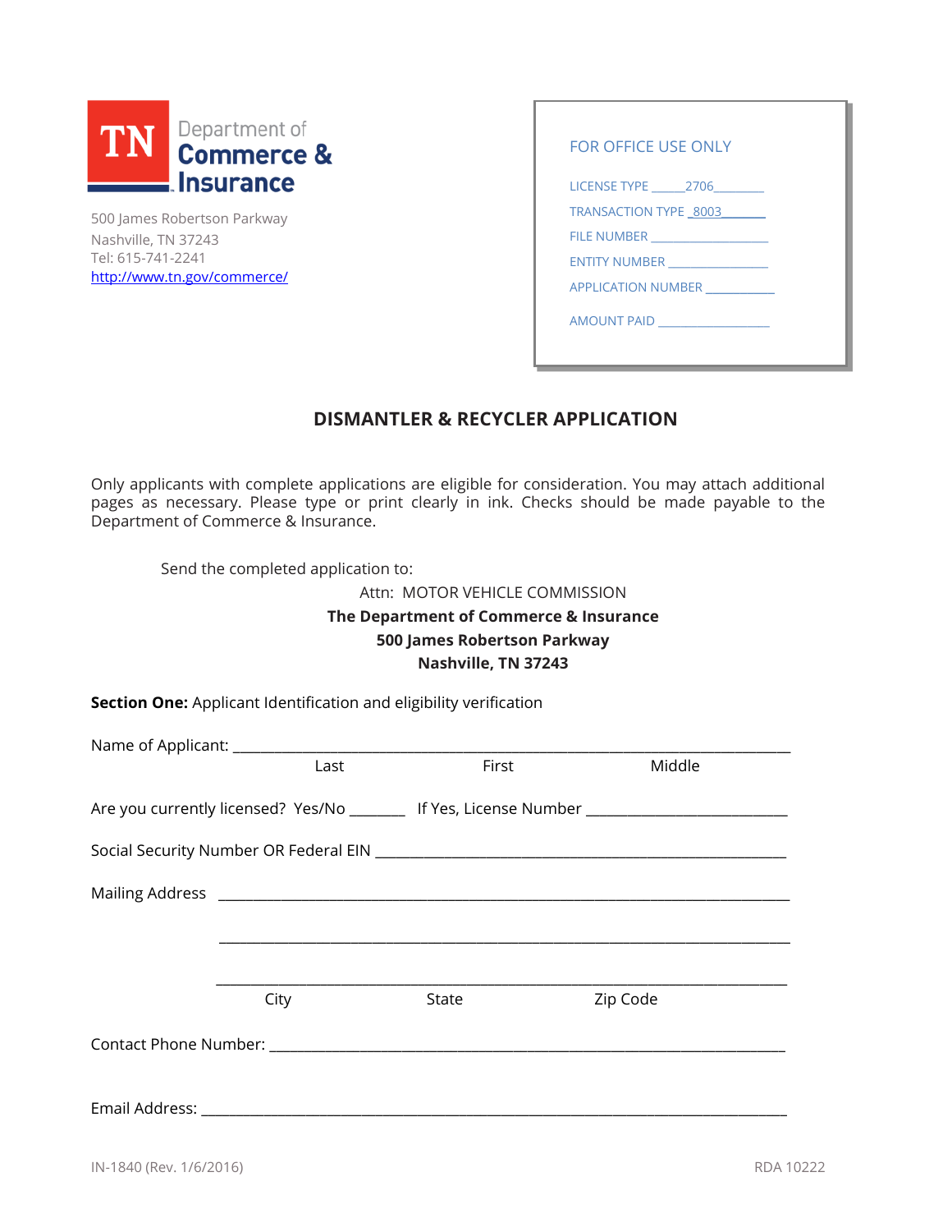TN Department of Commerce & Insurance

500 James Robertson Parkway
Nashville, TN 37243
Tel: 615-741-2241
http://www.tn.gov/commerce/

FOR OFFICE USE ONLY

LICENSE TYPE _____2706________

TRANSACTION TYPE _8003_______

FILE NUMBER ___________________

ENTITY NUMBER ________________

APPLICATION NUMBER ___________

AMOUNT PAID _________________

# DISMANTLER & RECYCLER APPLICATION

Only applicants with complete applications are eligible for consideration. You may attach additional pages as necessary. Please type or print clearly in ink. Checks should be made payable to the Department of Commerce & Insurance.

Send the completed application to:

Attn: MOTOR VEHICLE COMMISSION
**The Department of Commerce & Insurance**
**500 James Robertson Parkway**
**Nashville, TN 37243**

**Section One:** Applicant Identification and eligibility verification

Name of Applicant: ______________________________________________________________
Last First Middle

Are you currently licensed? Yes/No _______ If Yes, License Number __________________________

Social Security Number OR Federal EIN ______________________________________________________

Mailing Address ________________________________________________________________________

________________________________________________________________________

________________________________________________________________________
City State Zip Code

Contact Phone Number: __________________________________________________________________

Email Address: _________________________________________________________________________

IN-1840 (Rev. 1/6/2016) RDA 10222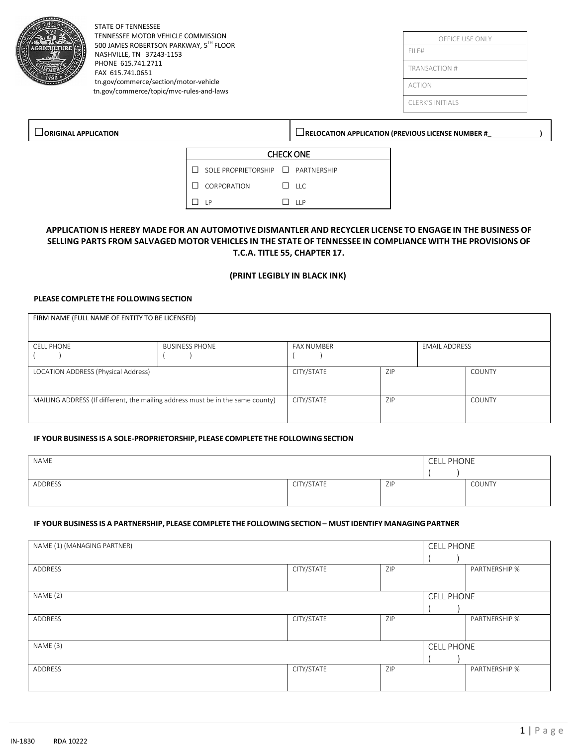STATE OF TENNESSEE
TENNESSEE MOTOR VEHICLE COMMISSION
500 JAMES ROBERTSON PARKWAY, 5TH FLOOR
NASHVILLE, TN 37243-1153
PHONE 615.741.2711
FAX 615.741.0651
tn.gov/commerce/section/motor-vehicle
tn.gov/commerce/topic/mvc-rules-and-laws

| OFFICE USE ONLY |
|---|
| FILE# |
| TRANSACTION # |
| ACTION |
| CLERK'S INITIALS |

| ☐ORIGINAL APPLICATION | ☐RELOCATION APPLICATION (PREVIOUS LICENSE NUMBER #_____________) |
|---|---|

| CHECK ONE | |
|---|---|
| ☐ SOLE PROPRIETORSHIP | ☐ PARTNERSHIP |
| ☐ CORPORATION | ☐ LLC |
| ☐ LP | ☐ LLP |

**APPLICATION IS HEREBY MADE FOR AN AUTOMOTIVE DISMANTLER AND RECYCLER LICENSE TO ENGAGE IN THE BUSINESS OF SELLING PARTS FROM SALVAGED MOTOR VEHICLES IN THE STATE OF TENNESSEE IN COMPLIANCE WITH THE PROVISIONS OF T.C.A. TITLE 55, CHAPTER 17.**

**(PRINT LEGIBLY IN BLACK INK)**

**PLEASE COMPLETE THE FOLLOWING SECTION**

| FIRM NAME (FULL NAME OF ENTITY TO BE LICENSED) | | | | |
|---|---|---|---|---|
| CELL PHONE ( ) | BUSINESS PHONE ( ) | FAX NUMBER ( ) | | EMAIL ADDRESS |
| LOCATION ADDRESS (Physical Address) | CITY/STATE | ZIP | | COUNTY |
| MAILING ADDRESS (If different, the mailing address must be in the same county) | CITY/STATE | ZIP | | COUNTY |

**IF YOUR BUSINESS IS A SOLE-PROPRIETORSHIP, PLEASE COMPLETE THE FOLLOWING SECTION**

| NAME | | | CELL PHONE ( ) |
|---|---|---|---|
| ADDRESS | CITY/STATE | ZIP | COUNTY |

**IF YOUR BUSINESS IS A PARTNERSHIP, PLEASE COMPLETE THE FOLLOWING SECTION – MUST IDENTIFY MANAGING PARTNER**

| NAME (1) (MANAGING PARTNER) | | | CELL PHONE ( ) |
|---|---|---|---|
| ADDRESS | CITY/STATE | ZIP | PARTNERSHIP % |
| NAME (2) | | | CELL PHONE ( ) |
| ADDRESS | CITY/STATE | ZIP | PARTNERSHIP % |
| NAME (3) | | | CELL PHONE ( ) |
| ADDRESS | CITY/STATE | ZIP | PARTNERSHIP % |

IN-1830 RDA 10222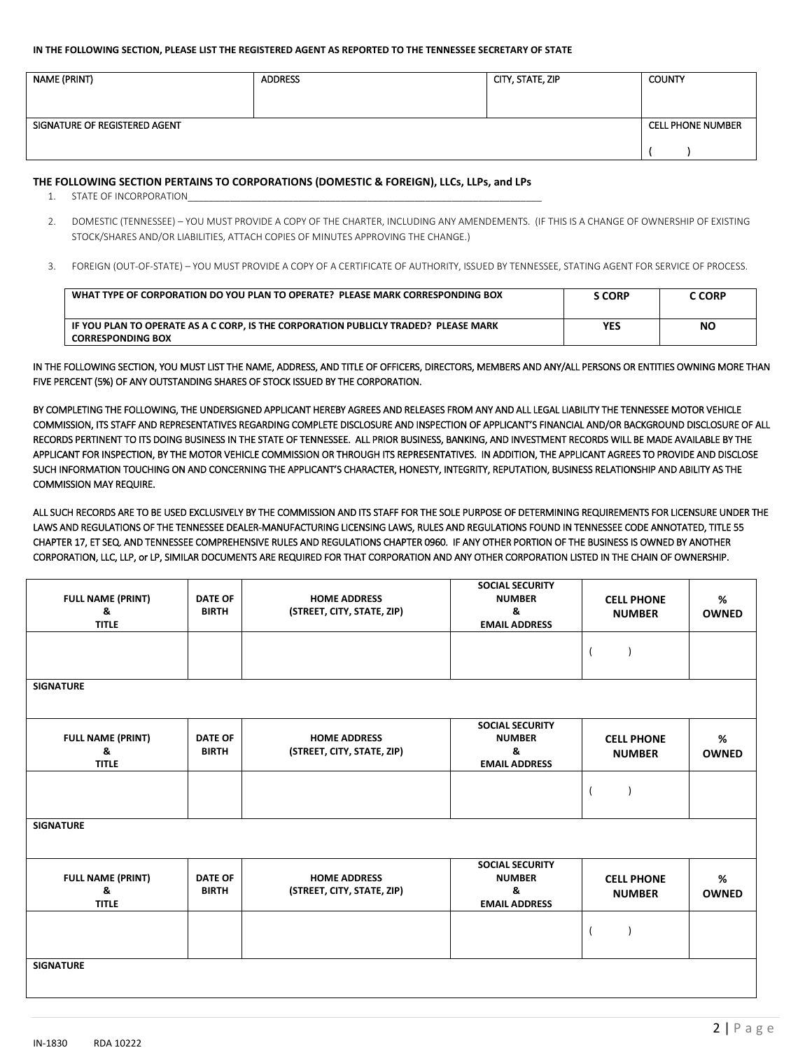**IN THE FOLLOWING SECTION, PLEASE LIST THE REGISTERED AGENT AS REPORTED TO THE TENNESSEE SECRETARY OF STATE**

| NAME (PRINT) | ADDRESS | CITY, STATE, ZIP | COUNTY |
|---|---|---|---|
| SIGNATURE OF REGISTERED AGENT | | | CELL PHONE NUMBER<br>( ) |

### THE FOLLOWING SECTION PERTAINS TO CORPORATIONS (DOMESTIC & FOREIGN), LLCs, LLPs, and LPs

1. STATE OF INCORPORATION____________________________________________________________
2. DOMESTIC (TENNESSEE) – YOU MUST PROVIDE A COPY OF THE CHARTER, INCLUDING ANY AMENDEMENTS. (IF THIS IS A CHANGE OF OWNERSHIP OF EXISTING STOCK/SHARES AND/OR LIABILITIES, ATTACH COPIES OF MINUTES APPROVING THE CHANGE.)
3. FOREIGN (OUT-OF-STATE) – YOU MUST PROVIDE A COPY OF A CERTIFICATE OF AUTHORITY, ISSUED BY TENNESSEE, STATING AGENT FOR SERVICE OF PROCESS.

| WHAT TYPE OF CORPORATION DO YOU PLAN TO OPERATE? PLEASE MARK CORRESPONDING BOX | S CORP | C CORP |
|---|---|---|
| IF YOU PLAN TO OPERATE AS A C CORP, IS THE CORPORATION PUBLICLY TRADED? PLEASE MARK CORRESPONDING BOX | YES | NO |

IN THE FOLLOWING SECTION, YOU MUST LIST THE NAME, ADDRESS, AND TITLE OF OFFICERS, DIRECTORS, MEMBERS AND ANY/ALL PERSONS OR ENTITIES OWNING MORE THAN FIVE PERCENT (5%) OF ANY OUTSTANDING SHARES OF STOCK ISSUED BY THE CORPORATION.

BY COMPLETING THE FOLLOWING, THE UNDERSIGNED APPLICANT HEREBY AGREES AND RELEASES FROM ANY AND ALL LEGAL LIABILITY THE TENNESSEE MOTOR VEHICLE COMMISSION, ITS STAFF AND REPRESENTATIVES REGARDING COMPLETE DISCLOSURE AND INSPECTION OF APPLICANT'S FINANCIAL AND/OR BACKGROUND DISCLOSURE OF ALL RECORDS PERTINENT TO ITS DOING BUSINESS IN THE STATE OF TENNESSEE. ALL PRIOR BUSINESS, BANKING, AND INVESTMENT RECORDS WILL BE MADE AVAILABLE BY THE APPLICANT FOR INSPECTION, BY THE MOTOR VEHICLE COMMISSION OR THROUGH ITS REPRESENTATIVES. IN ADDITION, THE APPLICANT AGREES TO PROVIDE AND DISCLOSE SUCH INFORMATION TOUCHING ON AND CONCERNING THE APPLICANT'S CHARACTER, HONESTY, INTEGRITY, REPUTATION, BUSINESS RELATIONSHIP AND ABILITY AS THE COMMISSION MAY REQUIRE.

ALL SUCH RECORDS ARE TO BE USED EXCLUSIVELY BY THE COMMISSION AND ITS STAFF FOR THE SOLE PURPOSE OF DETERMINING REQUIREMENTS FOR LICENSURE UNDER THE LAWS AND REGULATIONS OF THE TENNESSEE DEALER-MANUFACTURING LICENSING LAWS, RULES AND REGULATIONS FOUND IN TENNESSEE CODE ANNOTATED, TITLE 55 CHAPTER 17, ET SEQ. AND TENNESSEE COMPREHENSIVE RULES AND REGULATIONS CHAPTER 0960. IF ANY OTHER PORTION OF THE BUSINESS IS OWNED BY ANOTHER CORPORATION, LLC, LLP, or LP, SIMILAR DOCUMENTS ARE REQUIRED FOR THAT CORPORATION AND ANY OTHER CORPORATION LISTED IN THE CHAIN OF OWNERSHIP.

| FULL NAME (PRINT) & TITLE | DATE OF BIRTH | HOME ADDRESS (STREET, CITY, STATE, ZIP) | SOCIAL SECURITY NUMBER & EMAIL ADDRESS | CELL PHONE NUMBER | % OWNED |
|---|---|---|---|---|---|
| | | | | ( ) | |
| SIGNATURE | | | | | |

| FULL NAME (PRINT) & TITLE | DATE OF BIRTH | HOME ADDRESS (STREET, CITY, STATE, ZIP) | SOCIAL SECURITY NUMBER & EMAIL ADDRESS | CELL PHONE NUMBER | % OWNED |
|---|---|---|---|---|---|
| | | | | ( ) | |
| SIGNATURE | | | | | |

| FULL NAME (PRINT) & TITLE | DATE OF BIRTH | HOME ADDRESS (STREET, CITY, STATE, ZIP) | SOCIAL SECURITY NUMBER & EMAIL ADDRESS | CELL PHONE NUMBER | % OWNED |
|---|---|---|---|---|---|
| | | | | ( ) | |
| SIGNATURE | | | | | |

IN-1830 RDA 10222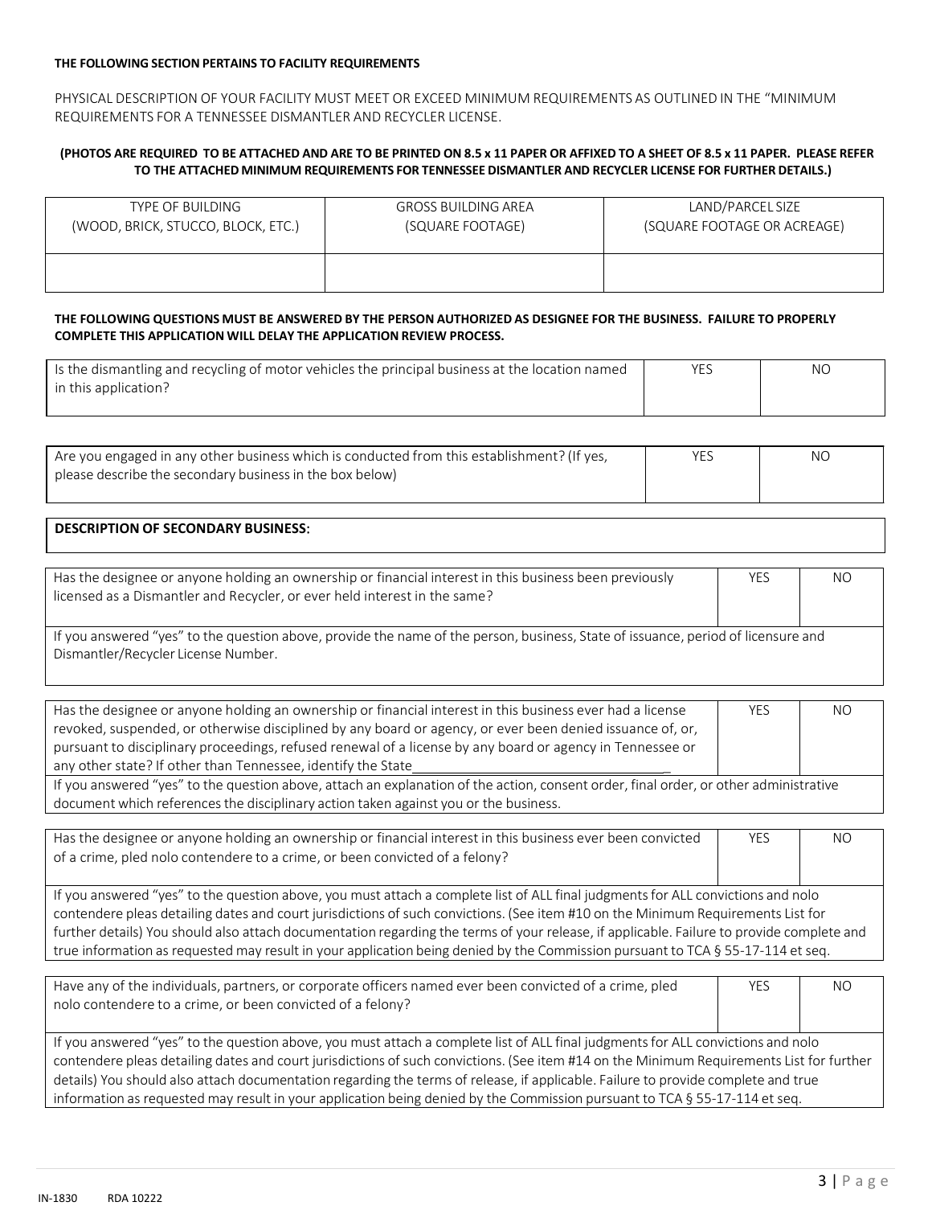**THE FOLLOWING SECTION PERTAINS TO FACILITY REQUIREMENTS**

PHYSICAL DESCRIPTION OF YOUR FACILITY MUST MEET OR EXCEED MINIMUM REQUIREMENTS AS OUTLINED IN THE "MINIMUM REQUIREMENTS FOR A TENNESSEE DISMANTLER AND RECYCLER LICENSE.

**(PHOTOS ARE REQUIRED TO BE ATTACHED AND ARE TO BE PRINTED ON 8.5 x 11 PAPER OR AFFIXED TO A SHEET OF 8.5 x 11 PAPER. PLEASE REFER TO THE ATTACHED MINIMUM REQUIREMENTS FOR TENNESSEE DISMANTLER AND RECYCLER LICENSE FOR FURTHER DETAILS.)**

| TYPE OF BUILDING (WOOD, BRICK, STUCCO, BLOCK, ETC.) | GROSS BUILDING AREA (SQUARE FOOTAGE) | LAND/PARCEL SIZE (SQUARE FOOTAGE OR ACREAGE) |
|---|---|---|
| | | |

**THE FOLLOWING QUESTIONS MUST BE ANSWERED BY THE PERSON AUTHORIZED AS DESIGNEE FOR THE BUSINESS. FAILURE TO PROPERLY COMPLETE THIS APPLICATION WILL DELAY THE APPLICATION REVIEW PROCESS.**

| Is the dismantling and recycling of motor vehicles the principal business at the location named in this application? | YES | NO |
|---|---|---|

| Are you engaged in any other business which is conducted from this establishment? (If yes, please describe the secondary business in the box below) | YES | NO |
|---|---|---|

| **DESCRIPTION OF SECONDARY BUSINESS:** |
|---|
| |

| Has the designee or anyone holding an ownership or financial interest in this business been previously licensed as a Dismantler and Recycler, or ever held interest in the same? | YES | NO |
|---|---|---|
| If you answered "yes" to the question above, provide the name of the person, business, State of issuance, period of licensure and Dismantler/Recycler License Number. | | |

| Has the designee or anyone holding an ownership or financial interest in this business ever had a license revoked, suspended, or otherwise disciplined by any board or agency, or ever been denied issuance of, or, pursuant to disciplinary proceedings, refused renewal of a license by any board or agency in Tennessee or any other state? If other than Tennessee, identify the State_________________________________ | YES | NO |
|---|---|---|
| If you answered "yes" to the question above, attach an explanation of the action, consent order, final order, or other administrative document which references the disciplinary action taken against you or the business. | | |

| Has the designee or anyone holding an ownership or financial interest in this business ever been convicted of a crime, pled nolo contendere to a crime, or been convicted of a felony? | YES | NO |
|---|---|---|
| If you answered "yes" to the question above, you must attach a complete list of ALL final judgments for ALL convictions and nolo contendere pleas detailing dates and court jurisdictions of such convictions. (See item #10 on the Minimum Requirements List for further details) You should also attach documentation regarding the terms of your release, if applicable. Failure to provide complete and true information as requested may result in your application being denied by the Commission pursuant to TCA § 55-17-114 et seq. | | |

| Have any of the individuals, partners, or corporate officers named ever been convicted of a crime, pled nolo contendere to a crime, or been convicted of a felony? | YES | NO |
|---|---|---|
| If you answered "yes" to the question above, you must attach a complete list of ALL final judgments for ALL convictions and nolo contendere pleas detailing dates and court jurisdictions of such convictions. (See item #14 on the Minimum Requirements List for further details) You should also attach documentation regarding the terms of release, if applicable. Failure to provide complete and true information as requested may result in your application being denied by the Commission pursuant to TCA § 55-17-114 et seq. | | |

IN-1830 RDA 10222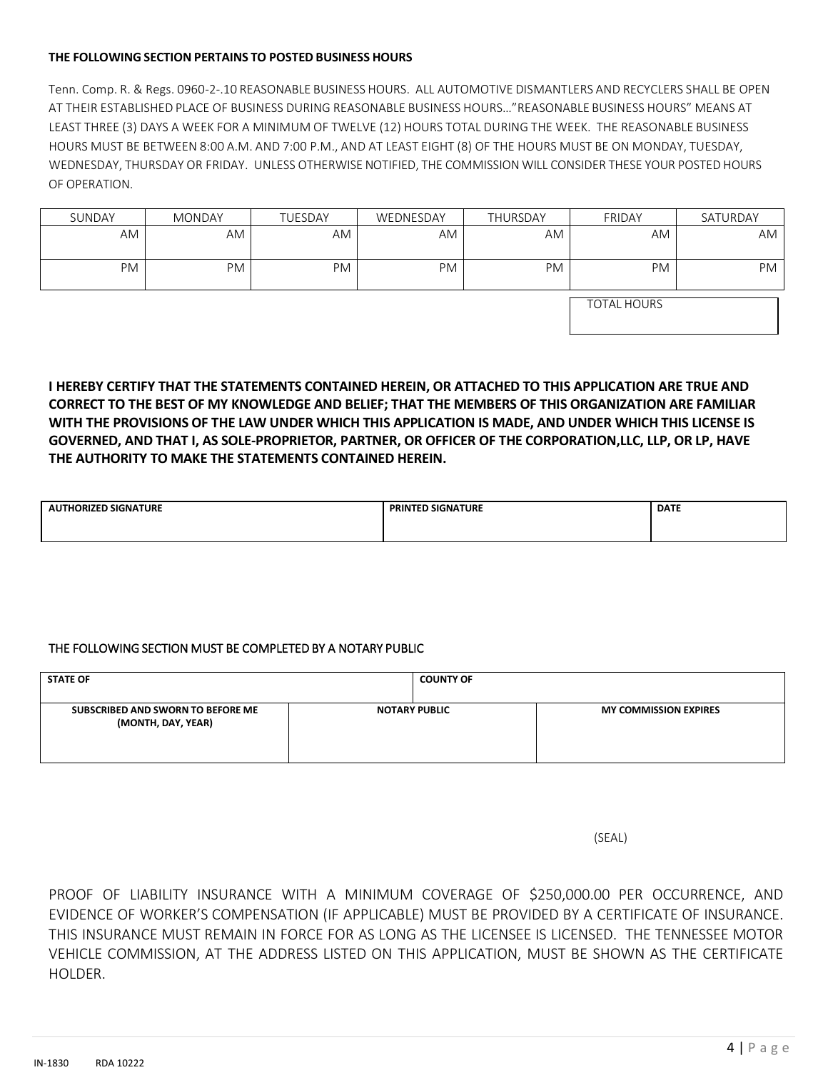**THE FOLLOWING SECTION PERTAINS TO POSTED BUSINESS HOURS**

Tenn. Comp. R. & Regs. 0960-2-.10 REASONABLE BUSINESS HOURS. ALL AUTOMOTIVE DISMANTLERS AND RECYCLERS SHALL BE OPEN AT THEIR ESTABLISHED PLACE OF BUSINESS DURING REASONABLE BUSINESS HOURS…"REASONABLE BUSINESS HOURS" MEANS AT LEAST THREE (3) DAYS A WEEK FOR A MINIMUM OF TWELVE (12) HOURS TOTAL DURING THE WEEK. THE REASONABLE BUSINESS HOURS MUST BE BETWEEN 8:00 A.M. AND 7:00 P.M., AND AT LEAST EIGHT (8) OF THE HOURS MUST BE ON MONDAY, TUESDAY, WEDNESDAY, THURSDAY OR FRIDAY. UNLESS OTHERWISE NOTIFIED, THE COMMISSION WILL CONSIDER THESE YOUR POSTED HOURS OF OPERATION.

| SUNDAY | MONDAY | TUESDAY | WEDNESDAY | THURSDAY | FRIDAY | SATURDAY |
|---|---|---|---|---|---|---|
| AM | AM | AM | AM | AM | AM | AM |
| PM | PM | PM | PM | PM | PM | PM |

| TOTAL HOURS |
|---|
| |

**I HEREBY CERTIFY THAT THE STATEMENTS CONTAINED HEREIN, OR ATTACHED TO THIS APPLICATION ARE TRUE AND CORRECT TO THE BEST OF MY KNOWLEDGE AND BELIEF; THAT THE MEMBERS OF THIS ORGANIZATION ARE FAMILIAR WITH THE PROVISIONS OF THE LAW UNDER WHICH THIS APPLICATION IS MADE, AND UNDER WHICH THIS LICENSE IS GOVERNED, AND THAT I, AS SOLE-PROPRIETOR, PARTNER, OR OFFICER OF THE CORPORATION,LLC, LLP, OR LP, HAVE THE AUTHORITY TO MAKE THE STATEMENTS CONTAINED HEREIN.**

| AUTHORIZED SIGNATURE | PRINTED SIGNATURE | DATE |
|---|---|---|
| | | |

THE FOLLOWING SECTION MUST BE COMPLETED BY A NOTARY PUBLIC

| STATE OF | COUNTY OF | |
|---|---|---|
| **SUBSCRIBED AND SWORN TO BEFORE ME (MONTH, DAY, YEAR)** | **NOTARY PUBLIC** | **MY COMMISSION EXPIRES** |
| | | |

(SEAL)

PROOF OF LIABILITY INSURANCE WITH A MINIMUM COVERAGE OF $250,000.00 PER OCCURRENCE, AND EVIDENCE OF WORKER'S COMPENSATION (IF APPLICABLE) MUST BE PROVIDED BY A CERTIFICATE OF INSURANCE. THIS INSURANCE MUST REMAIN IN FORCE FOR AS LONG AS THE LICENSEE IS LICENSED. THE TENNESSEE MOTOR VEHICLE COMMISSION, AT THE ADDRESS LISTED ON THIS APPLICATION, MUST BE SHOWN AS THE CERTIFICATE HOLDER.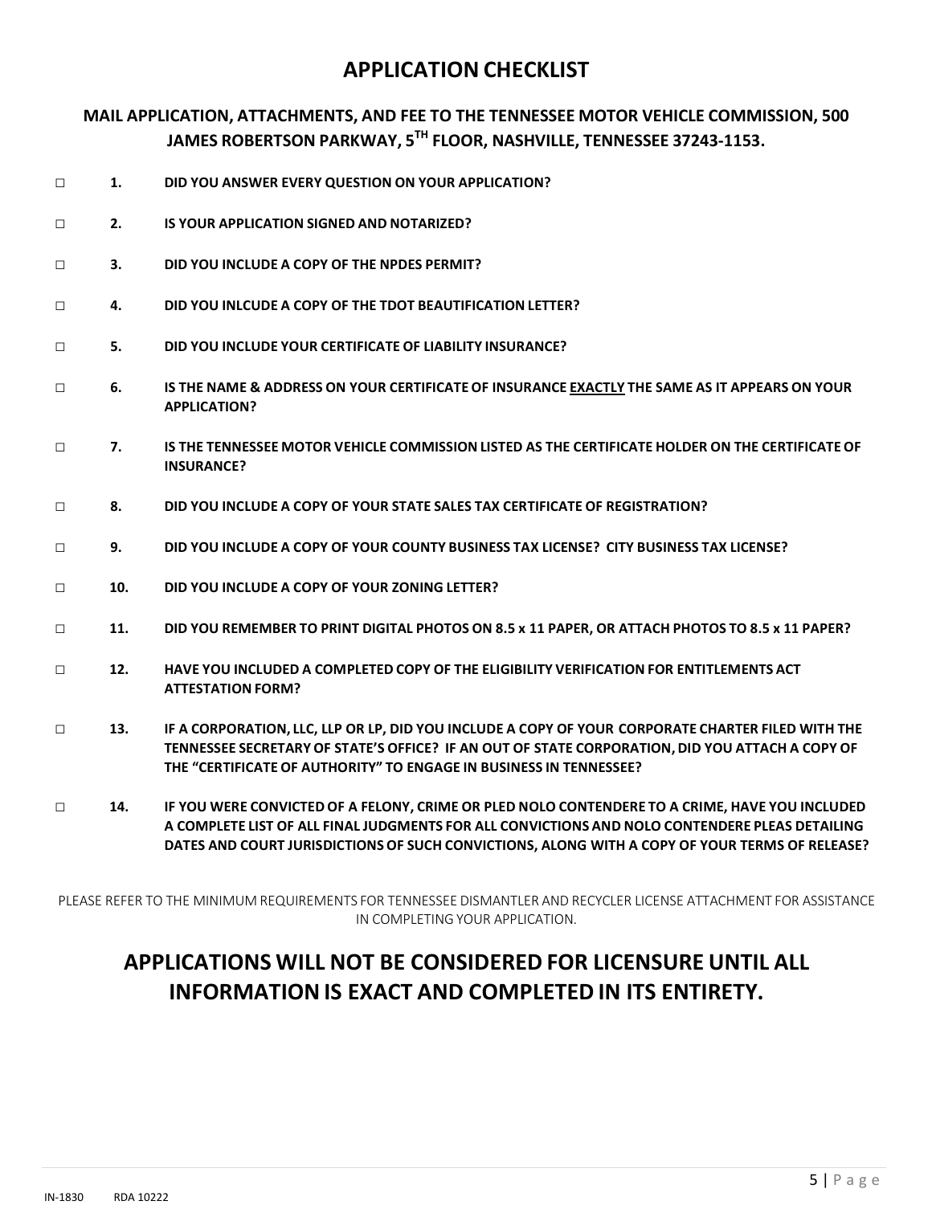# APPLICATION CHECKLIST

**MAIL APPLICATION, ATTACHMENTS, AND FEE TO THE TENNESSEE MOTOR VEHICLE COMMISSION, 500 JAMES ROBERTSON PARKWAY, 5TH FLOOR, NASHVILLE, TENNESSEE 37243-1153.**

□ **1. DID YOU ANSWER EVERY QUESTION ON YOUR APPLICATION?**

□ **2. IS YOUR APPLICATION SIGNED AND NOTARIZED?**

□ **3. DID YOU INCLUDE A COPY OF THE NPDES PERMIT?**

□ **4. DID YOU INLCUDE A COPY OF THE TDOT BEAUTIFICATION LETTER?**

□ **5. DID YOU INCLUDE YOUR CERTIFICATE OF LIABILITY INSURANCE?**

□ **6. IS THE NAME & ADDRESS ON YOUR CERTIFICATE OF INSURANCE EXACTLY THE SAME AS IT APPEARS ON YOUR APPLICATION?**

□ **7. IS THE TENNESSEE MOTOR VEHICLE COMMISSION LISTED AS THE CERTIFICATE HOLDER ON THE CERTIFICATE OF INSURANCE?**

□ **8. DID YOU INCLUDE A COPY OF YOUR STATE SALES TAX CERTIFICATE OF REGISTRATION?**

□ **9. DID YOU INCLUDE A COPY OF YOUR COUNTY BUSINESS TAX LICENSE? CITY BUSINESS TAX LICENSE?**

□ **10. DID YOU INCLUDE A COPY OF YOUR ZONING LETTER?**

□ **11. DID YOU REMEMBER TO PRINT DIGITAL PHOTOS ON 8.5 x 11 PAPER, OR ATTACH PHOTOS TO 8.5 x 11 PAPER?**

□ **12. HAVE YOU INCLUDED A COMPLETED COPY OF THE ELIGIBILITY VERIFICATION FOR ENTITLEMENTS ACT ATTESTATION FORM?**

□ **13. IF A CORPORATION, LLC, LLP OR LP, DID YOU INCLUDE A COPY OF YOUR CORPORATE CHARTER FILED WITH THE TENNESSEE SECRETARY OF STATE'S OFFICE? IF AN OUT OF STATE CORPORATION, DID YOU ATTACH A COPY OF THE "CERTIFICATE OF AUTHORITY" TO ENGAGE IN BUSINESS IN TENNESSEE?**

□ **14. IF YOU WERE CONVICTED OF A FELONY, CRIME OR PLED NOLO CONTENDERE TO A CRIME, HAVE YOU INCLUDED A COMPLETE LIST OF ALL FINAL JUDGMENTS FOR ALL CONVICTIONS AND NOLO CONTENDERE PLEAS DETAILING DATES AND COURT JURISDICTIONS OF SUCH CONVICTIONS, ALONG WITH A COPY OF YOUR TERMS OF RELEASE?**

PLEASE REFER TO THE MINIMUM REQUIREMENTS FOR TENNESSEE DISMANTLER AND RECYCLER LICENSE ATTACHMENT FOR ASSISTANCE IN COMPLETING YOUR APPLICATION.

## APPLICATIONS WILL NOT BE CONSIDERED FOR LICENSURE UNTIL ALL INFORMATION IS EXACT AND COMPLETED IN ITS ENTIRETY.

IN-1830 RDA 10222